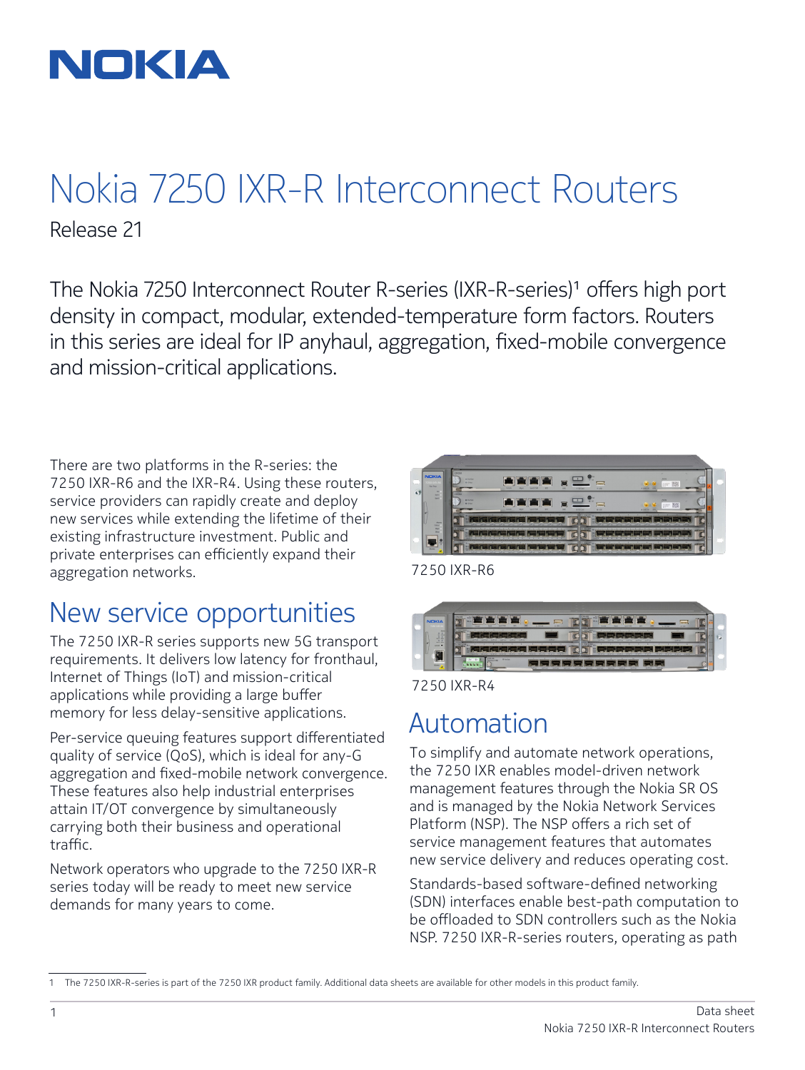# Nokia 7250 IXR-R Interconnect Routers

Release 21

The Nokia 7250 Interconnect Router R-series (IXR-R-series)[1] offers high port density in compact, modular, extended-temperature form factors. Routers in this series are ideal for IP anyhaul, aggregation, fixed-mobile convergence and mission-critical applications.

There are two platforms in the R-series: the 7250 IXR-R6 and the IXR-R4. Using these routers, service providers can rapidly create and deploy new services while extending the lifetime of their existing infrastructure investment. Public and private enterprises can efficiently expand their aggregation networks.

7250 IXR-R6

7250 IXR-R4

## New service opportunities

The 7250 IXR-R series supports new 5G transport requirements. It delivers low latency for fronthaul, Internet of Things (IoT) and mission-critical applications while providing a large buffer memory for less delay-sensitive applications.

Per-service queuing features support differentiated quality of service (QoS), which is ideal for any-G aggregation and fixed-mobile network convergence. These features also help industrial enterprises attain IT/OT convergence by simultaneously carrying both their business and operational traffic.

Network operators who upgrade to the 7250 IXR-R series today will be ready to meet new service demands for many years to come.

## Automation

To simplify and automate network operations, the 7250 IXR enables model-driven network management features through the Nokia SR OS and is managed by the Nokia Network Services Platform (NSP). The NSP offers a rich set of service management features that automates new service delivery and reduces operating cost.

Standards-based software-defined networking (SDN) interfaces enable best-path computation to be offloaded to SDN controllers such as the Nokia NSP. 7250 IXR-R-series routers, operating as path

1 The 7250 IXR-R-series is part of the 7250 IXR product family. Additional data sheets are available for other models in this product family.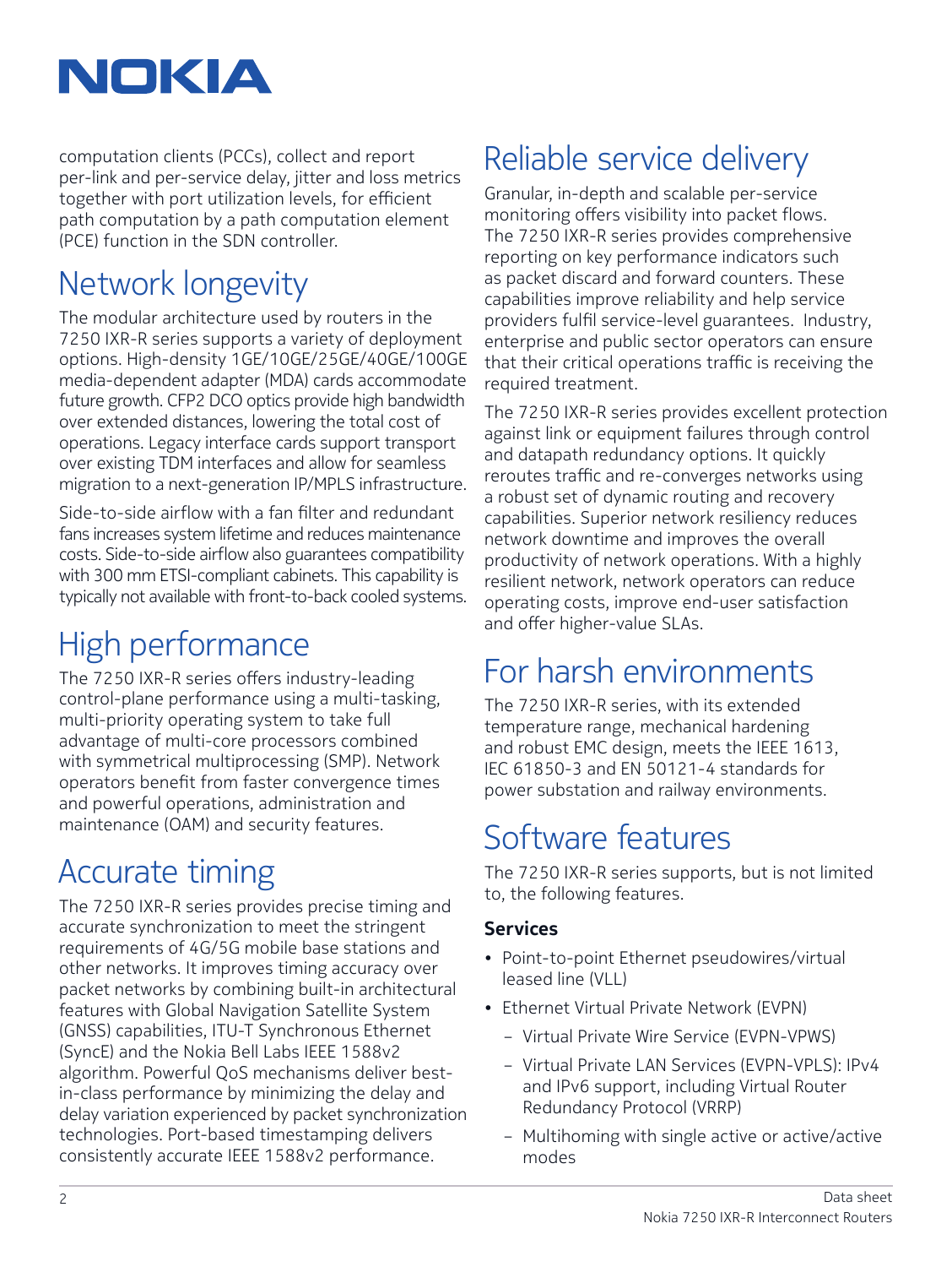computation clients (PCCs), collect and report per-link and per-service delay, jitter and loss metrics together with port utilization levels, for efficient path computation by a path computation element (PCE) function in the SDN controller.

# Network longevity

The modular architecture used by routers in the 7250 IXR-R series supports a variety of deployment options. High-density 1GE/10GE/25GE/40GE/100GE media-dependent adapter (MDA) cards accommodate future growth. CFP2 DCO optics provide high bandwidth over extended distances, lowering the total cost of operations. Legacy interface cards support transport over existing TDM interfaces and allow for seamless migration to a next-generation IP/MPLS infrastructure.

Side-to-side airflow with a fan filter and redundant fans increases system lifetime and reduces maintenance costs. Side-to-side airflow also guarantees compatibility with 300 mm ETSI-compliant cabinets. This capability is typically not available with front-to-back cooled systems.

# High performance

The 7250 IXR-R series offers industry-leading control-plane performance using a multi-tasking, multi-priority operating system to take full advantage of multi-core processors combined with symmetrical multiprocessing (SMP). Network operators benefit from faster convergence times and powerful operations, administration and maintenance (OAM) and security features.

# Accurate timing

The 7250 IXR-R series provides precise timing and accurate synchronization to meet the stringent requirements of 4G/5G mobile base stations and other networks. It improves timing accuracy over packet networks by combining built-in architectural features with Global Navigation Satellite System (GNSS) capabilities, ITU-T Synchronous Ethernet (SyncE) and the Nokia Bell Labs IEEE 1588v2 algorithm. Powerful QoS mechanisms deliver best-in-class performance by minimizing the delay and delay variation experienced by packet synchronization technologies. Port-based timestamping delivers consistently accurate IEEE 1588v2 performance.

# Reliable service delivery

Granular, in-depth and scalable per-service monitoring offers visibility into packet flows. The 7250 IXR-R series provides comprehensive reporting on key performance indicators such as packet discard and forward counters. These capabilities improve reliability and help service providers fulfil service-level guarantees. Industry, enterprise and public sector operators can ensure that their critical operations traffic is receiving the required treatment.

The 7250 IXR-R series provides excellent protection against link or equipment failures through control and datapath redundancy options. It quickly reroutes traffic and re-converges networks using a robust set of dynamic routing and recovery capabilities. Superior network resiliency reduces network downtime and improves the overall productivity of network operations. With a highly resilient network, network operators can reduce operating costs, improve end-user satisfaction and offer higher-value SLAs.

# For harsh environments

The 7250 IXR-R series, with its extended temperature range, mechanical hardening and robust EMC design, meets the IEEE 1613, IEC 61850-3 and EN 50121-4 standards for power substation and railway environments.

# Software features

The 7250 IXR-R series supports, but is not limited to, the following features.

### Services

- Point-to-point Ethernet pseudowires/virtual leased line (VLL)
- Ethernet Virtual Private Network (EVPN)
  - Virtual Private Wire Service (EVPN-VPWS)
  - Virtual Private LAN Services (EVPN-VPLS): IPv4 and IPv6 support, including Virtual Router Redundancy Protocol (VRRP)
  - Multihoming with single active or active/active modes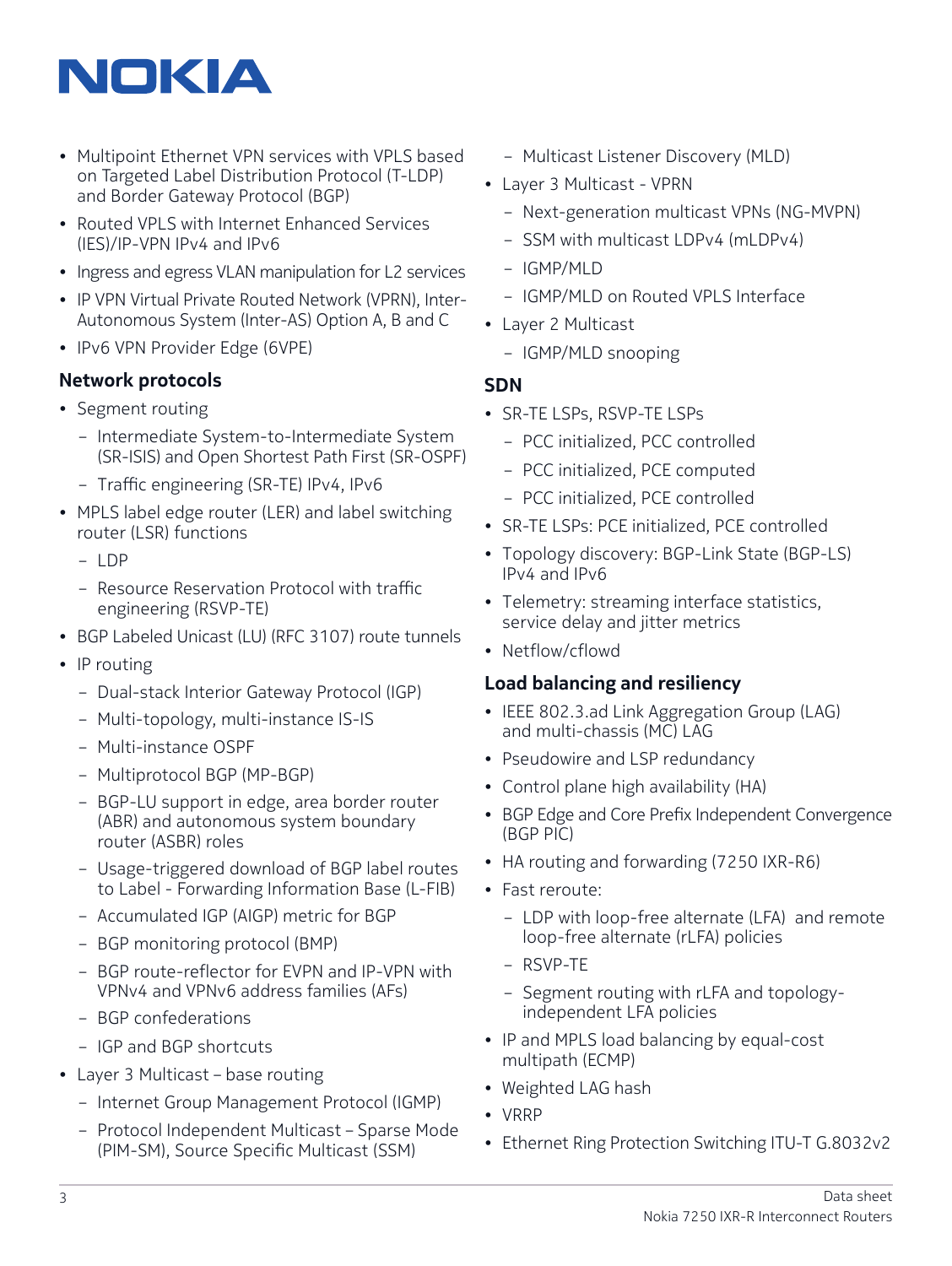- Multipoint Ethernet VPN services with VPLS based on Targeted Label Distribution Protocol (T-LDP) and Border Gateway Protocol (BGP)
- Routed VPLS with Internet Enhanced Services (IES)/IP-VPN IPv4 and IPv6
- Ingress and egress VLAN manipulation for L2 services
- IP VPN Virtual Private Routed Network (VPRN), Inter-Autonomous System (Inter-AS) Option A, B and C
- IPv6 VPN Provider Edge (6VPE)

### Network protocols

- Segment routing
  - Intermediate System-to-Intermediate System (SR-ISIS) and Open Shortest Path First (SR-OSPF)
  - Traffic engineering (SR-TE) IPv4, IPv6
- MPLS label edge router (LER) and label switching router (LSR) functions
  - LDP
  - Resource Reservation Protocol with traffic engineering (RSVP-TE)
- BGP Labeled Unicast (LU) (RFC 3107) route tunnels
- IP routing
  - Dual-stack Interior Gateway Protocol (IGP)
  - Multi-topology, multi-instance IS-IS
  - Multi-instance OSPF
  - Multiprotocol BGP (MP-BGP)
  - BGP-LU support in edge, area border router (ABR) and autonomous system boundary router (ASBR) roles
  - Usage-triggered download of BGP label routes to Label - Forwarding Information Base (L-FIB)
  - Accumulated IGP (AIGP) metric for BGP
  - BGP monitoring protocol (BMP)
  - BGP route-reflector for EVPN and IP-VPN with VPNv4 and VPNv6 address families (AFs)
  - BGP confederations
  - IGP and BGP shortcuts
- Layer 3 Multicast – base routing
  - Internet Group Management Protocol (IGMP)
  - Protocol Independent Multicast – Sparse Mode (PIM-SM), Source Specific Multicast (SSM)
  - Multicast Listener Discovery (MLD)
- Layer 3 Multicast - VPRN
  - Next-generation multicast VPNs (NG-MVPN)
  - SSM with multicast LDPv4 (mLDPv4)
  - IGMP/MLD
  - IGMP/MLD on Routed VPLS Interface
- Layer 2 Multicast
  - IGMP/MLD snooping

### SDN

- SR-TE LSPs, RSVP-TE LSPs
  - PCC initialized, PCC controlled
  - PCC initialized, PCE computed
  - PCC initialized, PCE controlled
- SR-TE LSPs: PCE initialized, PCE controlled
- Topology discovery: BGP-Link State (BGP-LS) IPv4 and IPv6
- Telemetry: streaming interface statistics, service delay and jitter metrics
- Netflow/cflowd

### Load balancing and resiliency

- IEEE 802.3.ad Link Aggregation Group (LAG) and multi-chassis (MC) LAG
- Pseudowire and LSP redundancy
- Control plane high availability (HA)
- BGP Edge and Core Prefix Independent Convergence (BGP PIC)
- HA routing and forwarding (7250 IXR-R6)
- Fast reroute:
  - LDP with loop-free alternate (LFA) and remote loop-free alternate (rLFA) policies
  - RSVP-TE
  - Segment routing with rLFA and topology-independent LFA policies
- IP and MPLS load balancing by equal-cost multipath (ECMP)
- Weighted LAG hash
- VRRP
- Ethernet Ring Protection Switching ITU-T G.8032v2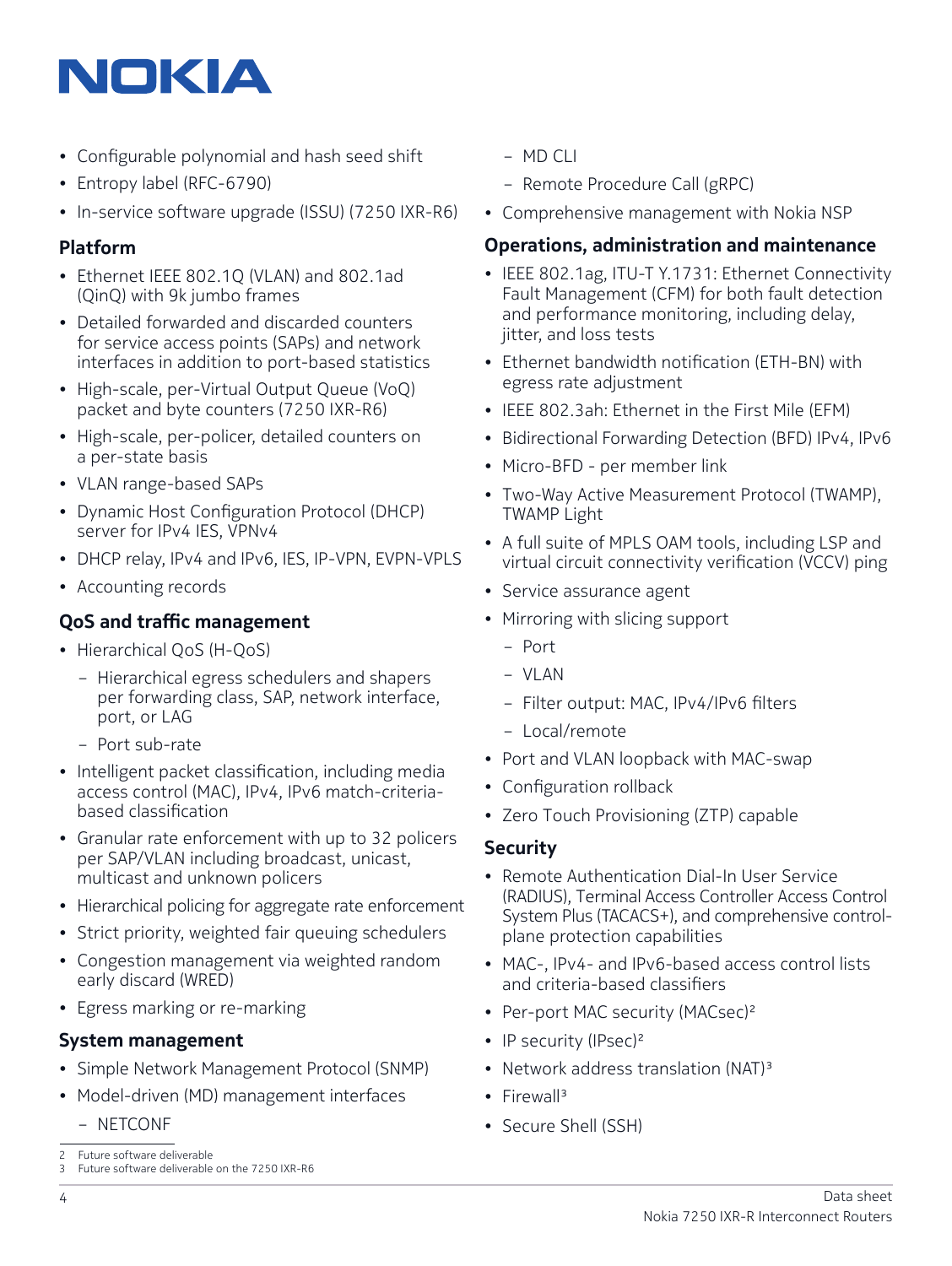- Configurable polynomial and hash seed shift
- Entropy label (RFC-6790)
- In-service software upgrade (ISSU) (7250 IXR-R6)

### Platform

- Ethernet IEEE 802.1Q (VLAN) and 802.1ad (QinQ) with 9k jumbo frames
- Detailed forwarded and discarded counters for service access points (SAPs) and network interfaces in addition to port-based statistics
- High-scale, per-Virtual Output Queue (VoQ) packet and byte counters (7250 IXR-R6)
- High-scale, per-policer, detailed counters on a per-state basis
- VLAN range-based SAPs
- Dynamic Host Configuration Protocol (DHCP) server for IPv4 IES, VPNv4
- DHCP relay, IPv4 and IPv6, IES, IP-VPN, EVPN-VPLS
- Accounting records

### QoS and traffic management

- Hierarchical QoS (H-QoS)
  - Hierarchical egress schedulers and shapers per forwarding class, SAP, network interface, port, or LAG
  - Port sub-rate
- Intelligent packet classification, including media access control (MAC), IPv4, IPv6 match-criteria-based classification
- Granular rate enforcement with up to 32 policers per SAP/VLAN including broadcast, unicast, multicast and unknown policers
- Hierarchical policing for aggregate rate enforcement
- Strict priority, weighted fair queuing schedulers
- Congestion management via weighted random early discard (WRED)
- Egress marking or re-marking

### System management

- Simple Network Management Protocol (SNMP)
- Model-driven (MD) management interfaces
  - NETCONF
  - MD CLI
  - Remote Procedure Call (gRPC)
- Comprehensive management with Nokia NSP

### Operations, administration and maintenance

- IEEE 802.1ag, ITU-T Y.1731: Ethernet Connectivity Fault Management (CFM) for both fault detection and performance monitoring, including delay, jitter, and loss tests
- Ethernet bandwidth notification (ETH-BN) with egress rate adjustment
- IEEE 802.3ah: Ethernet in the First Mile (EFM)
- Bidirectional Forwarding Detection (BFD) IPv4, IPv6
- Micro-BFD - per member link
- Two-Way Active Measurement Protocol (TWAMP), TWAMP Light
- A full suite of MPLS OAM tools, including LSP and virtual circuit connectivity verification (VCCV) ping
- Service assurance agent
- Mirroring with slicing support
  - Port
  - VLAN
  - Filter output: MAC, IPv4/IPv6 filters
  - Local/remote
- Port and VLAN loopback with MAC-swap
- Configuration rollback
- Zero Touch Provisioning (ZTP) capable

### Security

- Remote Authentication Dial-In User Service (RADIUS), Terminal Access Controller Access Control System Plus (TACACS+), and comprehensive control-plane protection capabilities
- MAC-, IPv4- and IPv6-based access control lists and criteria-based classifiers
- Per-port MAC security (MACsec)[2]
- IP security (IPsec)[2]
- Network address translation (NAT)[3]
- Firewall[3]
- Secure Shell (SSH)

2 Future software deliverable
3 Future software deliverable on the 7250 IXR-R6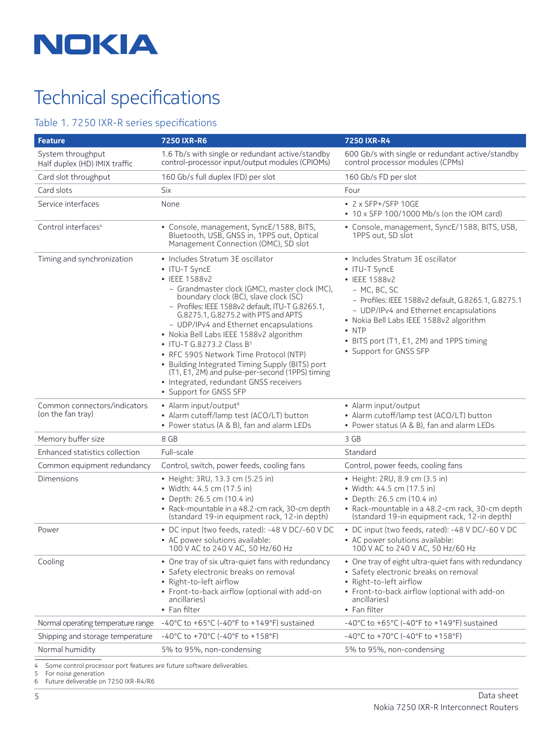# Technical specifications

## Table 1. 7250 IXR-R series specifications

| Feature | 7250 IXR-R6 | 7250 IXR-R4 |
|---|---|---|
| System throughput Half duplex (HD) IMIX traffic | 1.6 Tb/s with single or redundant active/standby control-processor input/output modules (CPIOMs) | 600 Gb/s with single or redundant active/standby control processor modules (CPMs) |
| Card slot throughput | 160 Gb/s full duplex (FD) per slot | 160 Gb/s FD per slot |
| Card slots | Six | Four |
| Service interfaces | None | • 2 x SFP+/SFP 10GE<br>• 10 x SFP 100/1000 Mb/s (on the IOM card) |
| Control interfaces[4] | • Console, management, SyncE/1588, BITS, Bluetooth, USB, GNSS in, 1PPS out, Optical Management Connection (OMC), SD slot | • Console, management, SyncE/1588, BITS, USB, 1PPS out, SD slot |
| Timing and synchronization | • Includes Stratum 3E oscillator<br>• ITU-T SyncE<br>• IEEE 1588v2<br>  – Grandmaster clock (GMC), master clock (MC), boundary clock (BC), slave clock (SC)<br>  – Profiles: IEEE 1588v2 default, ITU-T G.8265.1, G.8275.1, G.8275.2 with PTS and APTS<br>  – UDP/IPv4 and Ethernet encapsulations<br>• Nokia Bell Labs IEEE 1588v2 algorithm<br>• ITU-T G.8273.2 Class B[5]<br>• RFC 5905 Network Time Protocol (NTP)<br>• Building Integrated Timing Supply (BITS) port (T1, E1, 2M) and pulse-per-second (1PPS) timing<br>• Integrated, redundant GNSS receivers<br>• Support for GNSS SFP | • Includes Stratum 3E oscillator<br>• ITU-T SyncE<br>• IEEE 1588v2<br>  – MC, BC, SC<br>  – Profiles: IEEE 1588v2 default, G.8265.1, G.8275.1<br>  – UDP/IPv4 and Ethernet encapsulations<br>• Nokia Bell Labs IEEE 1588v2 algorithm<br>• NTP<br>• BITS port (T1, E1, 2M) and 1PPS timing<br>• Support for GNSS SFP |
| Common connectors/indicators (on the fan tray) | • Alarm input/output[6]<br>• Alarm cutoff/lamp test (ACO/LT) button<br>• Power status (A & B), fan and alarm LEDs | • Alarm input/output<br>• Alarm cutoff/lamp test (ACO/LT) button<br>• Power status (A & B), fan and alarm LEDs |
| Memory buffer size | 8 GB | 3 GB |
| Enhanced statistics collection | Full-scale | Standard |
| Common equipment redundancy | Control, switch, power feeds, cooling fans | Control, power feeds, cooling fans |
| Dimensions | • Height: 3RU, 13.3 cm (5.25 in)<br>• Width: 44.5 cm (17.5 in)<br>• Depth: 26.5 cm (10.4 in)<br>• Rack-mountable in a 48.2-cm rack, 30-cm depth (standard 19-in equipment rack, 12-in depth) | • Height: 2RU, 8.9 cm (3.5 in)<br>• Width: 44.5 cm (17.5 in)<br>• Depth: 26.5 cm (10.4 in)<br>• Rack-mountable in a 48.2-cm rack, 30-cm depth (standard 19-in equipment rack, 12-in depth) |
| Power | • DC input (two feeds, rated): -48 V DC/-60 V DC<br>• AC power solutions available: 100 V AC to 240 V AC, 50 Hz/60 Hz | • DC input (two feeds, rated): -48 V DC/-60 V DC<br>• AC power solutions available: 100 V AC to 240 V AC, 50 Hz/60 Hz |
| Cooling | • One tray of six ultra-quiet fans with redundancy<br>• Safety electronic breaks on removal<br>• Right-to-left airflow<br>• Front-to-back airflow (optional with add-on ancillaries)<br>• Fan filter | • One tray of eight ultra-quiet fans with redundancy<br>• Safety electronic breaks on removal<br>• Right-to-left airflow<br>• Front-to-back airflow (optional with add-on ancillaries)<br>• Fan filter |
| Normal operating temperature range | -40°C to +65°C (-40°F to +149°F) sustained | -40°C to +65°C (-40°F to +149°F) sustained |
| Shipping and storage temperature | -40°C to +70°C (-40°F to +158°F) | -40°C to +70°C (-40°F to +158°F) |
| Normal humidity | 5% to 95%, non-condensing | 5% to 95%, non-condensing |

4 Some control processor port features are future software deliverables.
5 For noise generation
6 Future deliverable on 7250 IXR-R4/R6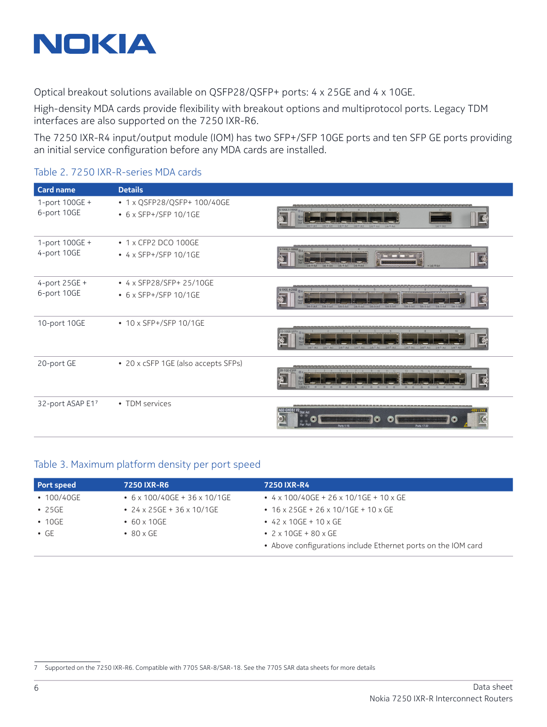Optical breakout solutions available on QSFP28/QSFP+ ports: 4 x 25GE and 4 x 10GE.

High-density MDA cards provide flexibility with breakout options and multiprotocol ports. Legacy TDM interfaces are also supported on the 7250 IXR-R6.

The 7250 IXR-R4 input/output module (IOM) has two SFP+/SFP 10GE ports and ten SFP GE ports providing an initial service configuration before any MDA cards are installed.

### Table 2. 7250 IXR-R-series MDA cards

| Card name | Details |
|---|---|
| 1-port 100GE + 6-port 10GE | • 1 x QSFP28/QSFP+ 100/40GE<br>• 6 x SFP+/SFP 10/1GE |
| 1-port 100GE + 4-port 10GE | • 1 x CFP2 DCO 100GE<br>• 4 x SFP+/SFP 10/1GE |
| 4-port 25GE + 6-port 10GE | • 4 x SFP28/SFP+ 25/10GE<br>• 6 x SFP+/SFP 10/1GE |
| 10-port 10GE | • 10 x SFP+/SFP 10/1GE |
| 20-port GE | • 20 x cSFP 1GE (also accepts SFPs) |
| 32-port ASAP E1[7] | • TDM services |

### Table 3. Maximum platform density per port speed

| Port speed | 7250 IXR-R6 | 7250 IXR-R4 |
|---|---|---|
| • 100/40GE | • 6 x 100/40GE + 36 x 10/1GE | • 4 x 100/40GE + 26 x 10/1GE + 10 x GE |
| • 25GE | • 24 x 25GE + 36 x 10/1GE | • 16 x 25GE + 26 x 10/1GE + 10 x GE |
| • 10GE | • 60 x 10GE | • 42 x 10GE + 10 x GE |
| • GE | • 80 x GE | • 2 x 10GE + 80 x GE |
| | | • Above configurations include Ethernet ports on the IOM card |

7 Supported on the 7250 IXR-R6. Compatible with 7705 SAR-8/SAR-18. See the 7705 SAR data sheets for more details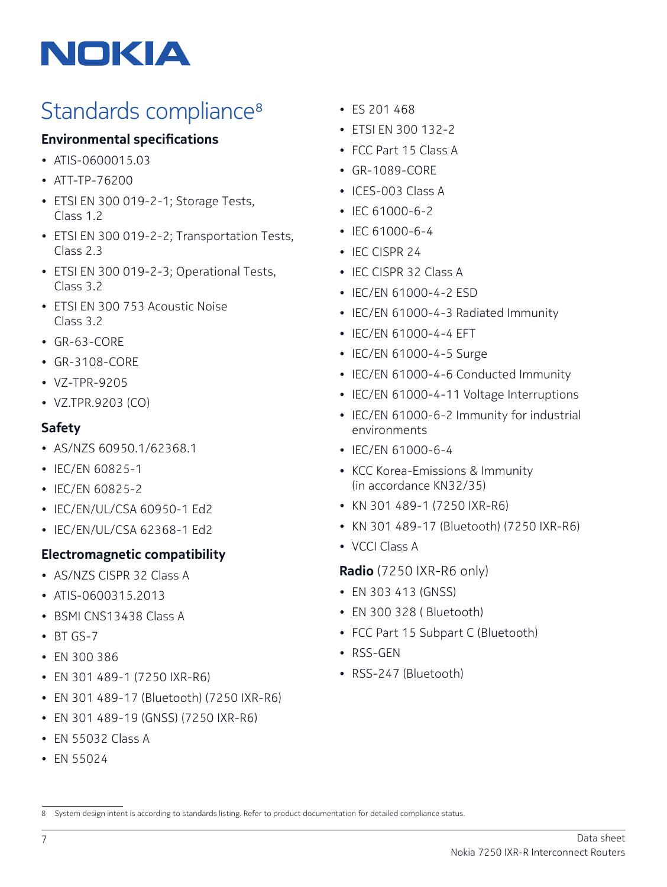## Standards compliance[8]

### Environmental specifications

- ATIS-0600015.03
- ATT-TP-76200
- ETSI EN 300 019-2-1; Storage Tests, Class 1.2
- ETSI EN 300 019-2-2; Transportation Tests, Class 2.3
- ETSI EN 300 019-2-3; Operational Tests, Class 3.2
- ETSI EN 300 753 Acoustic Noise Class 3.2
- GR-63-CORE
- GR-3108-CORE
- VZ-TPR-9205
- VZ.TPR.9203 (CO)

### Safety

- AS/NZS 60950.1/62368.1
- IEC/EN 60825-1
- IEC/EN 60825-2
- IEC/EN/UL/CSA 60950-1 Ed2
- IEC/EN/UL/CSA 62368-1 Ed2

### Electromagnetic compatibility

- AS/NZS CISPR 32 Class A
- ATIS-0600315.2013
- BSMI CNS13438 Class A
- BT GS-7
- EN 300 386
- EN 301 489-1 (7250 IXR-R6)
- EN 301 489-17 (Bluetooth) (7250 IXR-R6)
- EN 301 489-19 (GNSS) (7250 IXR-R6)
- EN 55032 Class A
- EN 55024
- ES 201 468
- ETSI EN 300 132-2
- FCC Part 15 Class A
- GR-1089-CORE
- ICES-003 Class A
- IEC 61000-6-2
- IEC 61000-6-4
- IEC CISPR 24
- IEC CISPR 32 Class A
- IEC/EN 61000-4-2 ESD
- IEC/EN 61000-4-3 Radiated Immunity
- IEC/EN 61000-4-4 EFT
- IEC/EN 61000-4-5 Surge
- IEC/EN 61000-4-6 Conducted Immunity
- IEC/EN 61000-4-11 Voltage Interruptions
- IEC/EN 61000-6-2 Immunity for industrial environments
- IEC/EN 61000-6-4
- KCC Korea-Emissions & Immunity (in accordance KN32/35)
- KN 301 489-1 (7250 IXR-R6)
- KN 301 489-17 (Bluetooth) (7250 IXR-R6)
- VCCI Class A

### **Radio** (7250 IXR-R6 only)

- EN 303 413 (GNSS)
- EN 300 328 ( Bluetooth)
- FCC Part 15 Subpart C (Bluetooth)
- RSS-GEN
- RSS-247 (Bluetooth)

8 System design intent is according to standards listing. Refer to product documentation for detailed compliance status.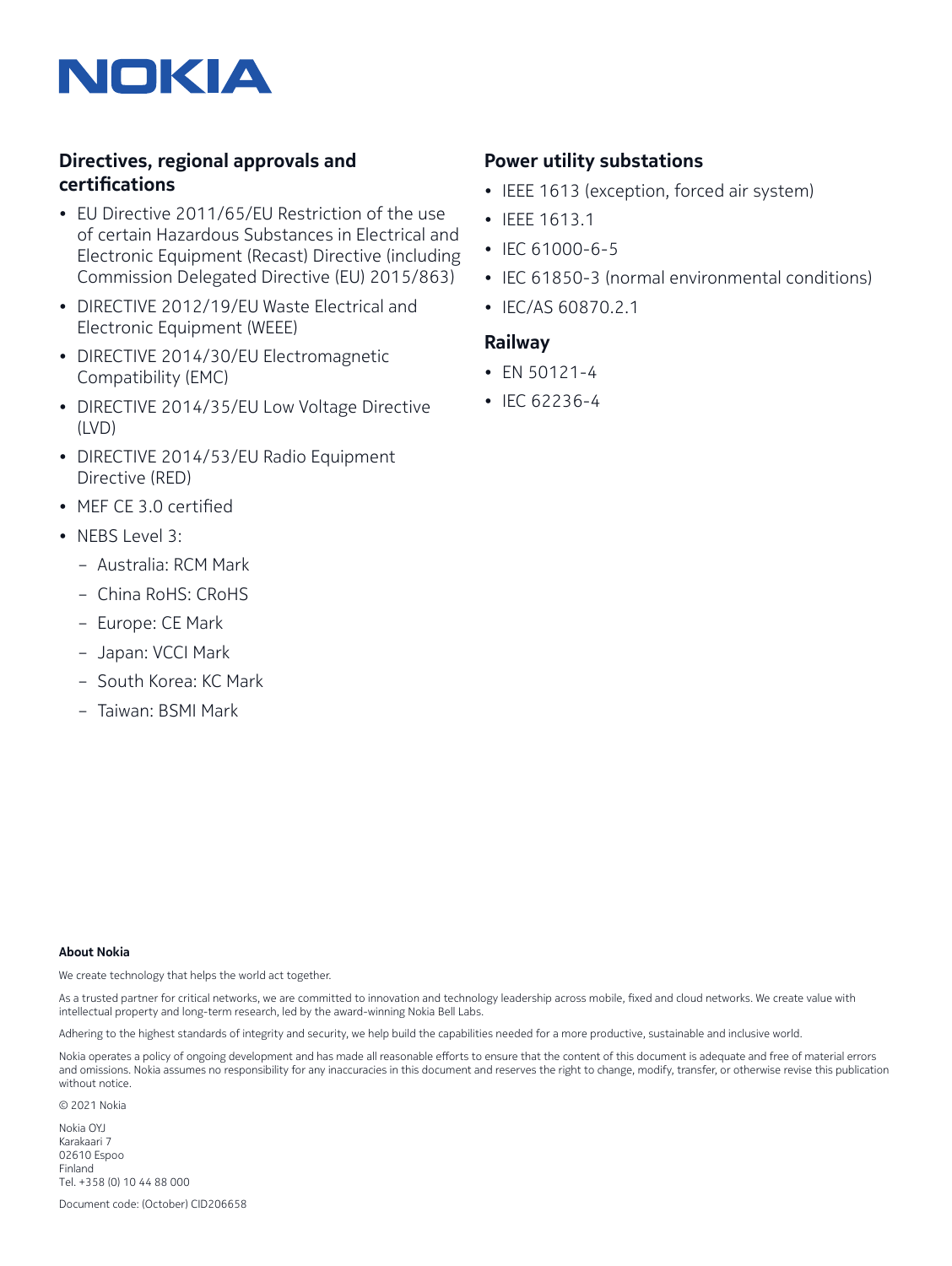NOKIA

## Directives, regional approvals and certifications

- EU Directive 2011/65/EU Restriction of the use of certain Hazardous Substances in Electrical and Electronic Equipment (Recast) Directive (including Commission Delegated Directive (EU) 2015/863)
- DIRECTIVE 2012/19/EU Waste Electrical and Electronic Equipment (WEEE)
- DIRECTIVE 2014/30/EU Electromagnetic Compatibility (EMC)
- DIRECTIVE 2014/35/EU Low Voltage Directive (LVD)
- DIRECTIVE 2014/53/EU Radio Equipment Directive (RED)
- MEF CE 3.0 certified
- NEBS Level 3:
  - Australia: RCM Mark
  - China RoHS: CRoHS
  - Europe: CE Mark
  - Japan: VCCI Mark
  - South Korea: KC Mark
  - Taiwan: BSMI Mark

## Power utility substations

- IEEE 1613 (exception, forced air system)
- IEEE 1613.1
- IEC 61000-6-5
- IEC 61850-3 (normal environmental conditions)
- IEC/AS 60870.2.1

## Railway

- EN 50121-4
- IEC 62236-4

**About Nokia**

We create technology that helps the world act together.

As a trusted partner for critical networks, we are committed to innovation and technology leadership across mobile, fixed and cloud networks. We create value with intellectual property and long-term research, led by the award-winning Nokia Bell Labs.

Adhering to the highest standards of integrity and security, we help build the capabilities needed for a more productive, sustainable and inclusive world.

Nokia operates a policy of ongoing development and has made all reasonable efforts to ensure that the content of this document is adequate and free of material errors and omissions. Nokia assumes no responsibility for any inaccuracies in this document and reserves the right to change, modify, transfer, or otherwise revise this publication without notice.

© 2021 Nokia

Nokia OYJ
Karakaari 7
02610 Espoo
Finland
Tel. +358 (0) 10 44 88 000

Document code: (October) CID206658